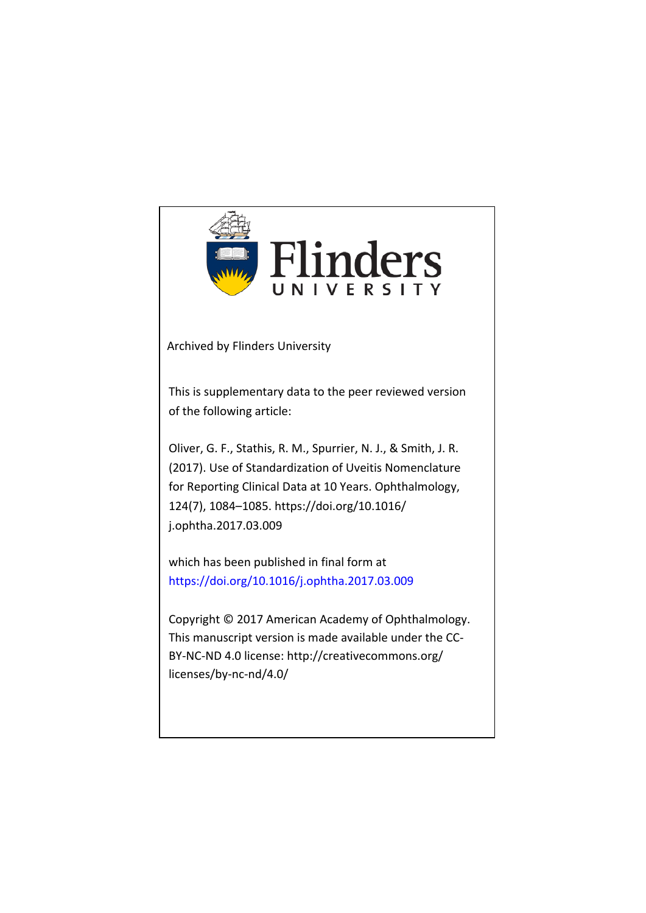Flinders UNIVERSITY

Archived by Flinders University

This is supplementary data to the peer reviewed version of the following article:

Oliver, G. F., Stathis, R. M., Spurrier, N. J., & Smith, J. R. (2017). Use of Standardization of Uveitis Nomenclature for Reporting Clinical Data at 10 Years. Ophthalmology, 124(7), 1084–1085. https://doi.org/10.1016/j.ophtha.2017.03.009

which has been published in final form at https://doi.org/10.1016/j.ophtha.2017.03.009

Copyright © 2017 American Academy of Ophthalmology. This manuscript version is made available under the CC-BY-NC-ND 4.0 license: http://creativecommons.org/licenses/by-nc-nd/4.0/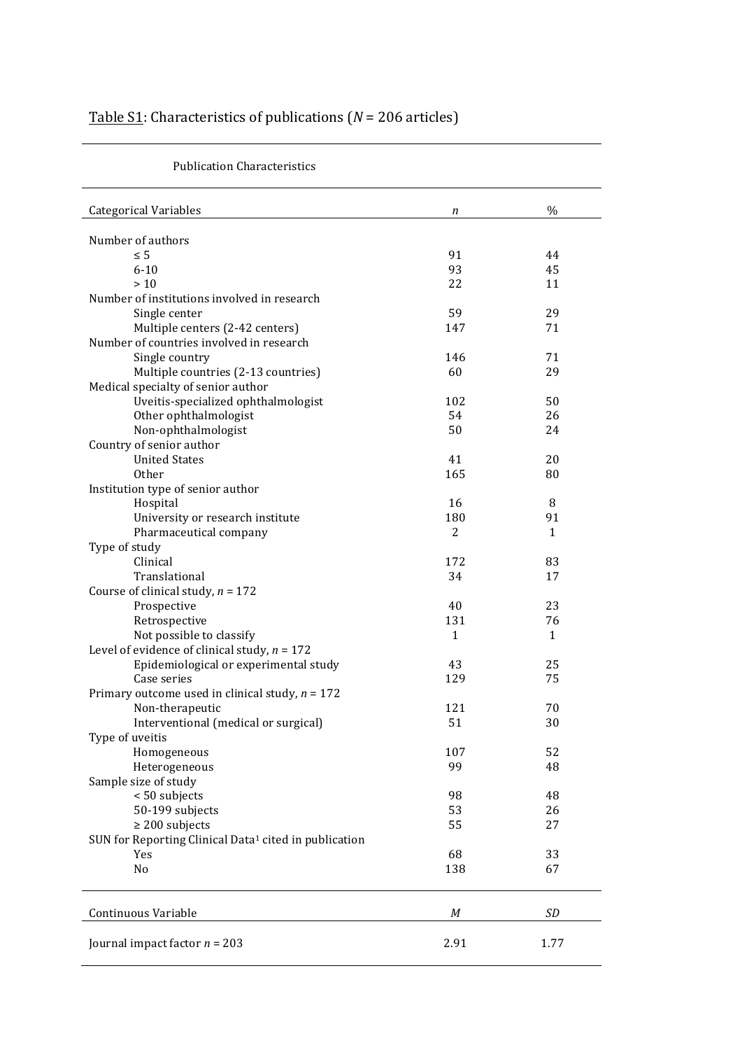Table S1: Characteristics of publications (*N* = 206 articles)

| Publication Characteristics | | |
|---|---|---|
| **Categorical Variables** | ***n*** | **%** |
| Number of authors | | |
| ≤ 5 | 91 | 44 |
| 6-10 | 93 | 45 |
| > 10 | 22 | 11 |
| Number of institutions involved in research | | |
| Single center | 59 | 29 |
| Multiple centers (2-42 centers) | 147 | 71 |
| Number of countries involved in research | | |
| Single country | 146 | 71 |
| Multiple countries (2-13 countries) | 60 | 29 |
| Medical specialty of senior author | | |
| Uveitis-specialized ophthalmologist | 102 | 50 |
| Other ophthalmologist | 54 | 26 |
| Non-ophthalmologist | 50 | 24 |
| Country of senior author | | |
| United States | 41 | 20 |
| Other | 165 | 80 |
| Institution type of senior author | | |
| Hospital | 16 | 8 |
| University or research institute | 180 | 91 |
| Pharmaceutical company | 2 | 1 |
| Type of study | | |
| Clinical | 172 | 83 |
| Translational | 34 | 17 |
| Course of clinical study, *n* = 172 | | |
| Prospective | 40 | 23 |
| Retrospective | 131 | 76 |
| Not possible to classify | 1 | 1 |
| Level of evidence of clinical study, *n* = 172 | | |
| Epidemiological or experimental study | 43 | 25 |
| Case series | 129 | 75 |
| Primary outcome used in clinical study, *n* = 172 | | |
| Non-therapeutic | 121 | 70 |
| Interventional (medical or surgical) | 51 | 30 |
| Type of uveitis | | |
| Homogeneous | 107 | 52 |
| Heterogeneous | 99 | 48 |
| Sample size of study | | |
| < 50 subjects | 98 | 48 |
| 50-199 subjects | 53 | 26 |
| ≥ 200 subjects | 55 | 27 |
| SUN for Reporting Clinical Data[1] cited in publication | | |
| Yes | 68 | 33 |
| No | 138 | 67 |
| **Continuous Variable** | ***M*** | ***SD*** |
| Journal impact factor *n* = 203 | 2.91 | 1.77 |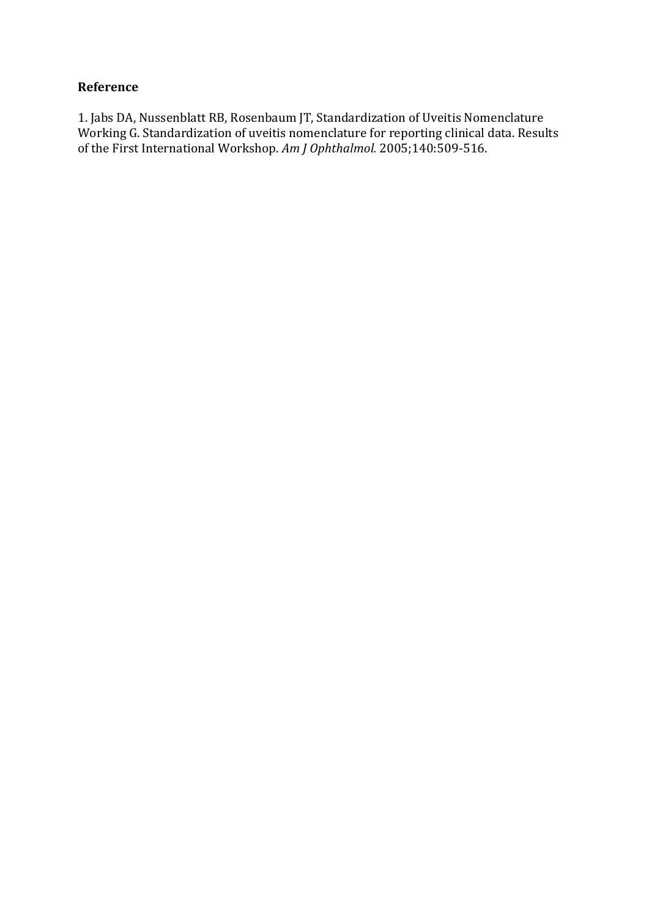**Reference**

1. Jabs DA, Nussenblatt RB, Rosenbaum JT, Standardization of Uveitis Nomenclature Working G. Standardization of uveitis nomenclature for reporting clinical data. Results of the First International Workshop. *Am J Ophthalmol.* 2005;140:509-516.